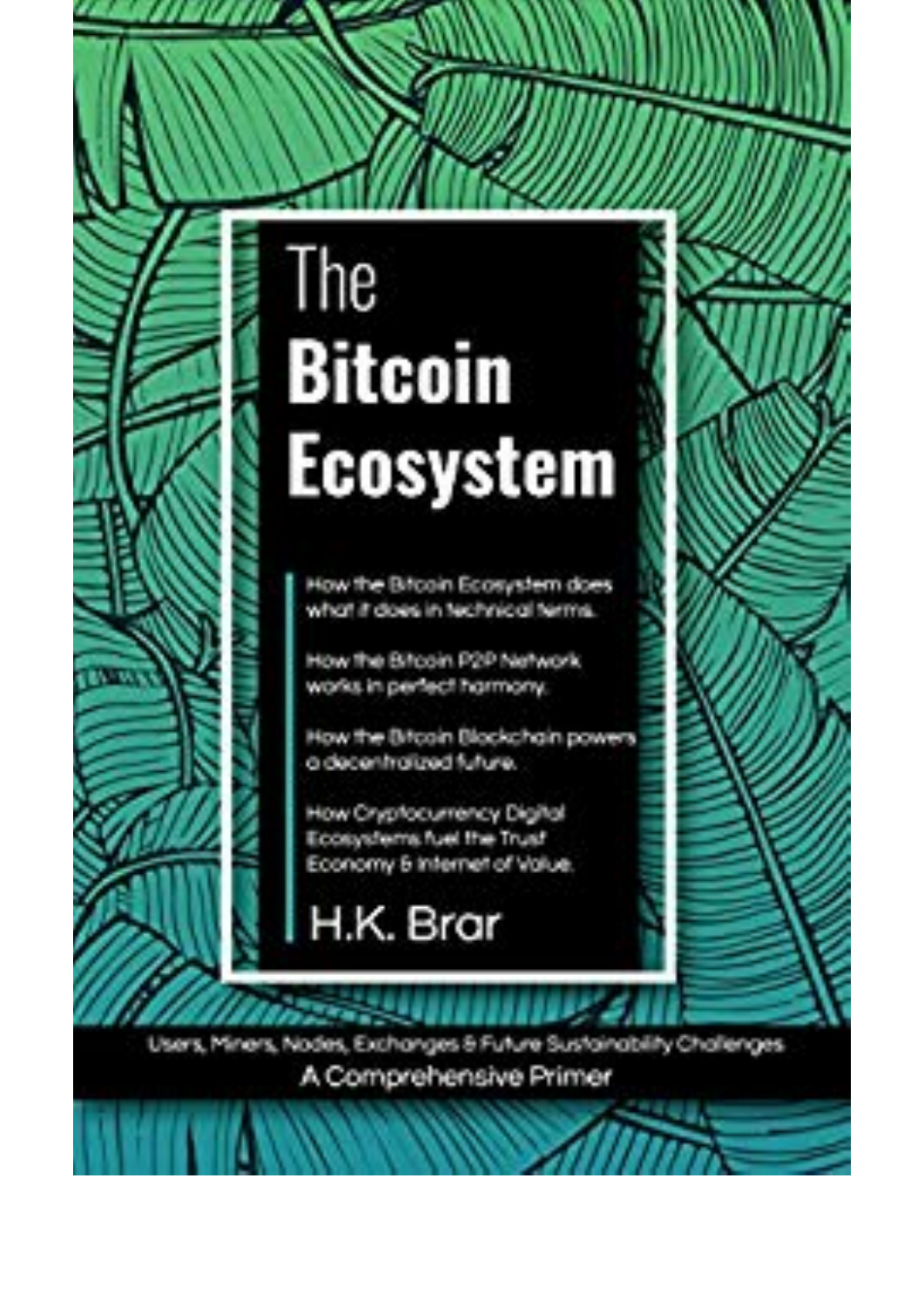# The Bitcoin Ecosystem

How the Bitcoin Ecosystem does what it does in technical terms.

How the Bitcoin P2P Network works in perfect harmony.

How the Bitcoin Blockchain powers a decentralized future.

How Cryptocurrency Digital Ecosystems fuel the Trust Economy & Internet of Value.

H.K. Brar

Users, Miners, Nodes, Exchanges & Future Sustainability Challenges

A Comprehensive Primer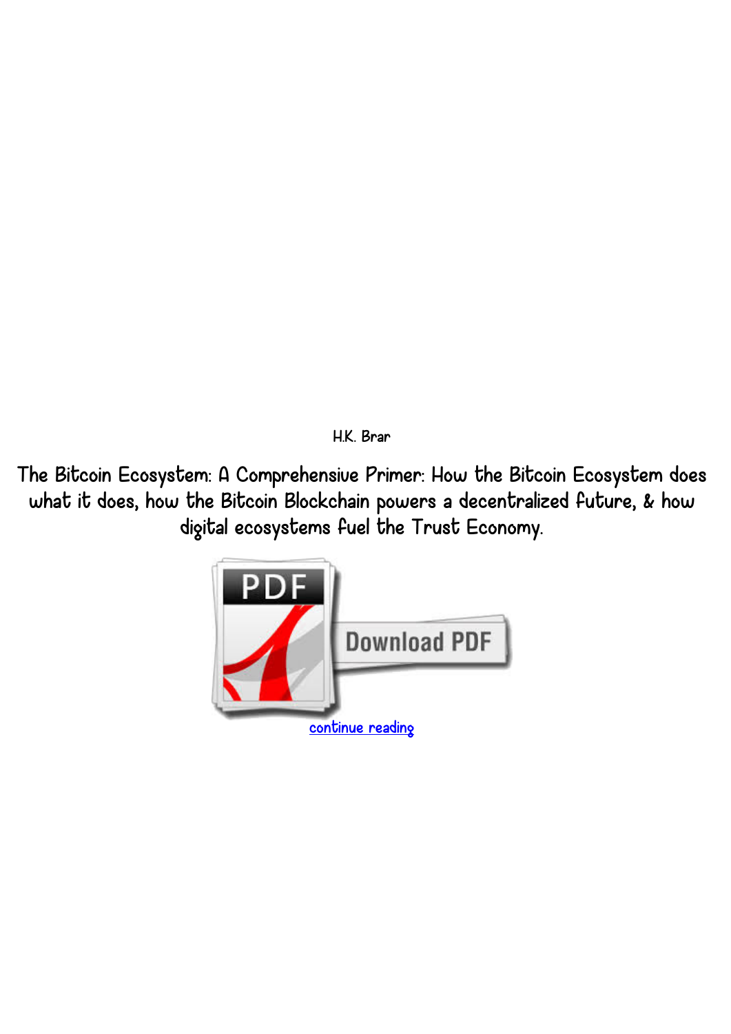H.K. Brar

# The Bitcoin Ecosystem: A Comprehensive Primer: How the Bitcoin Ecosystem does what it does, how the Bitcoin Blockchain powers a decentralized future, & how digital ecosystems fuel the Trust Economy.

continue reading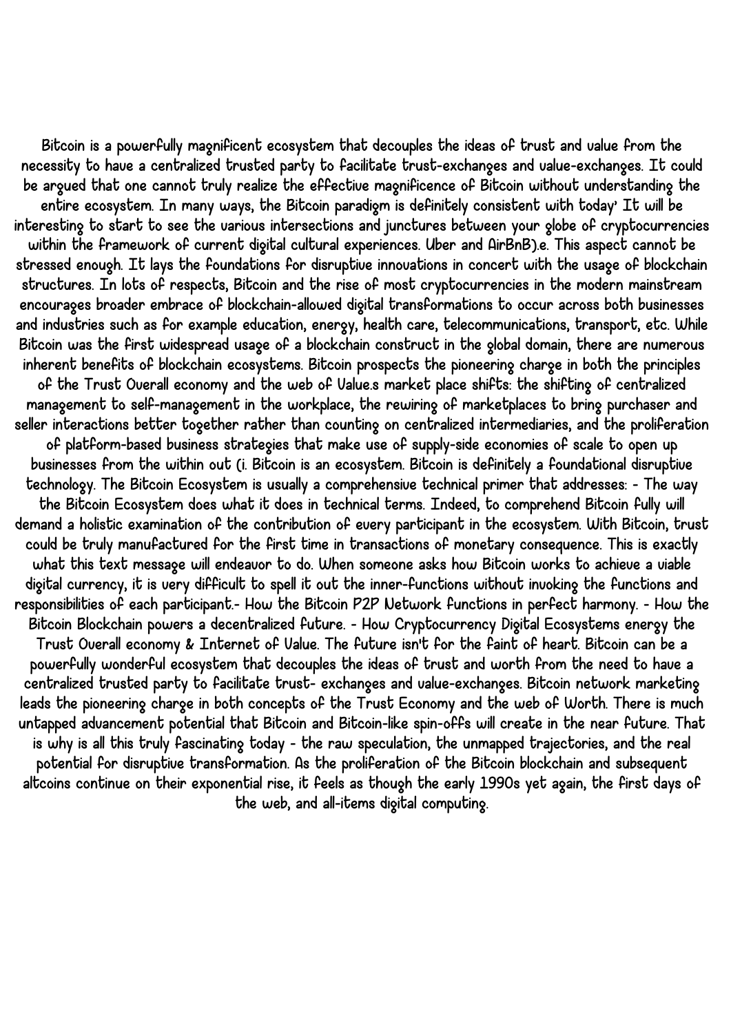Bitcoin is a powerfully magnificent ecosystem that decouples the ideas of trust and value from the necessity to have a centralized trusted party to facilitate trust-exchanges and value-exchanges. It could be argued that one cannot truly realize the effective magnificence of Bitcoin without understanding the entire ecosystem. In many ways, the Bitcoin paradigm is definitely consistent with today' It will be interesting to start to see the various intersections and junctures between your globe of cryptocurrencies within the framework of current digital cultural experiences. Uber and AirBnB).e. This aspect cannot be stressed enough. It lays the foundations for disruptive innovations in concert with the usage of blockchain structures. In lots of respects, Bitcoin and the rise of most cryptocurrencies in the modern mainstream encourages broader embrace of blockchain-allowed digital transformations to occur across both businesses and industries such as for example education, energy, health care, telecommunications, transport, etc. While Bitcoin was the first widespread usage of a blockchain construct in the global domain, there are numerous inherent benefits of blockchain ecosystems. Bitcoin prospects the pioneering charge in both the principles of the Trust Overall economy and the web of Value.s market place shifts: the shifting of centralized management to self-management in the workplace, the rewiring of marketplaces to bring purchaser and seller interactions better together rather than counting on centralized intermediaries, and the proliferation of platform-based business strategies that make use of supply-side economies of scale to open up businesses from the within out (i. Bitcoin is an ecosystem. Bitcoin is definitely a foundational disruptive technology. The Bitcoin Ecosystem is usually a comprehensive technical primer that addresses: - The way the Bitcoin Ecosystem does what it does in technical terms. Indeed, to comprehend Bitcoin fully will demand a holistic examination of the contribution of every participant in the ecosystem. With Bitcoin, trust could be truly manufactured for the first time in transactions of monetary consequence. This is exactly what this text message will endeavor to do. When someone asks how Bitcoin works to achieve a viable digital currency, it is very difficult to spell it out the inner-functions without invoking the functions and responsibilities of each participant.- How the Bitcoin P2P Network functions in perfect harmony. - How the Bitcoin Blockchain powers a decentralized future. - How Cryptocurrency Digital Ecosystems energy the Trust Overall economy & Internet of Value. The future isn't for the faint of heart. Bitcoin can be a powerfully wonderful ecosystem that decouples the ideas of trust and worth from the need to have a centralized trusted party to facilitate trust- exchanges and value-exchanges. Bitcoin network marketing leads the pioneering charge in both concepts of the Trust Economy and the web of Worth. There is much untapped advancement potential that Bitcoin and Bitcoin-like spin-offs will create in the near future. That is why is all this truly fascinating today - the raw speculation, the unmapped trajectories, and the real potential for disruptive transformation. As the proliferation of the Bitcoin blockchain and subsequent altcoins continue on their exponential rise, it feels as though the early 1990s yet again, the first days of the web, and all-items digital computing.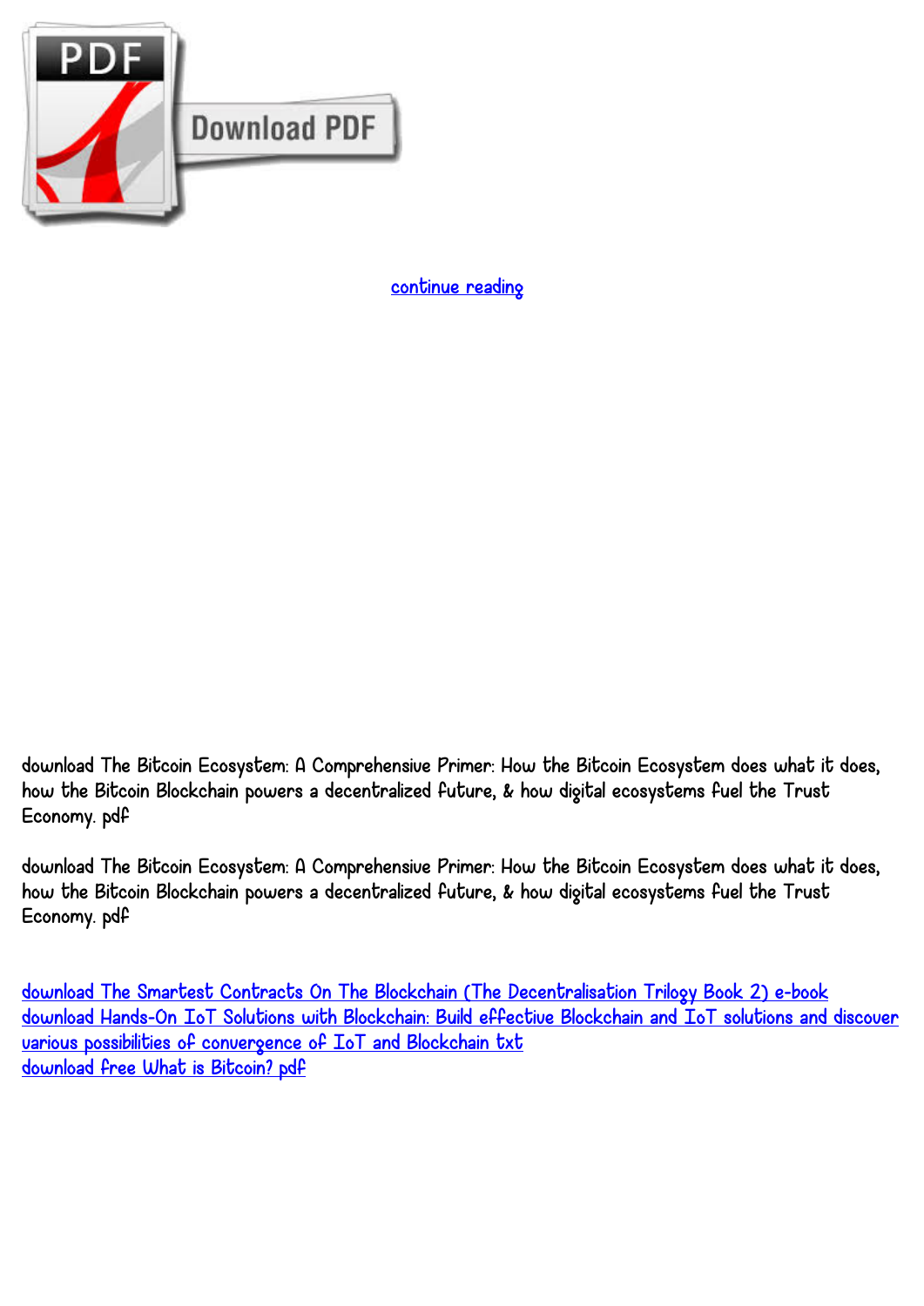continue reading

download The Bitcoin Ecosystem: A Comprehensive Primer: How the Bitcoin Ecosystem does what it does, how the Bitcoin Blockchain powers a decentralized future, & how digital ecosystems fuel the Trust Economy. pdf

download The Bitcoin Ecosystem: A Comprehensive Primer: How the Bitcoin Ecosystem does what it does, how the Bitcoin Blockchain powers a decentralized future, & how digital ecosystems fuel the Trust Economy. pdf

download The Smartest Contracts On The Blockchain (The Decentralisation Trilogy Book 2) e-book
download Hands-On IoT Solutions with Blockchain: Build effective Blockchain and IoT solutions and discover various possibilities of convergence of IoT and Blockchain txt
download free What is Bitcoin? pdf